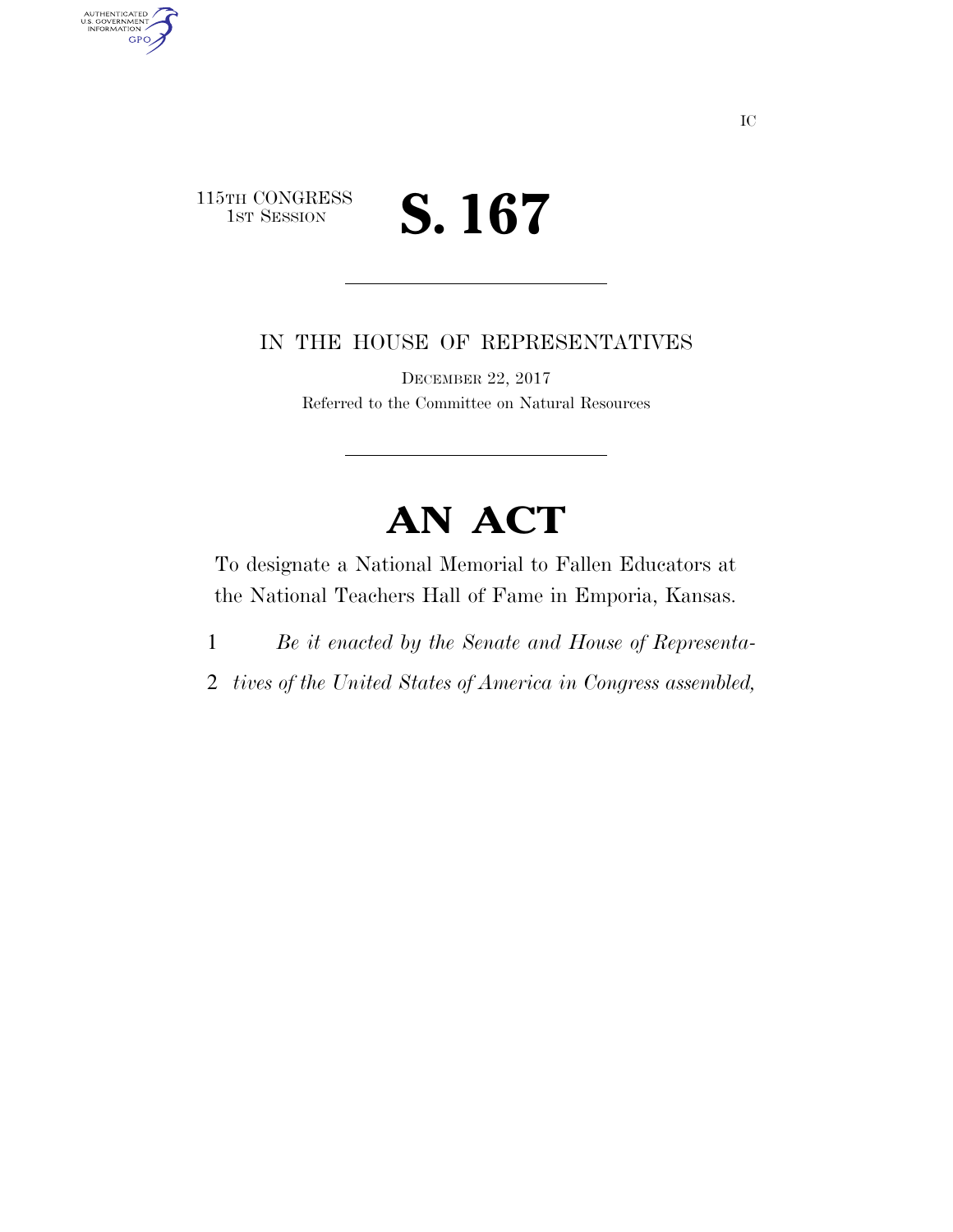115TH CONGRESS
1ST SESSION

# S. 167

IN THE HOUSE OF REPRESENTATIVES

DECEMBER 22, 2017

Referred to the Committee on Natural Resources

# AN ACT

To designate a National Memorial to Fallen Educators at the National Teachers Hall of Fame in Emporia, Kansas.

1 *Be it enacted by the Senate and House of Representa-*

2 *tives of the United States of America in Congress assembled,*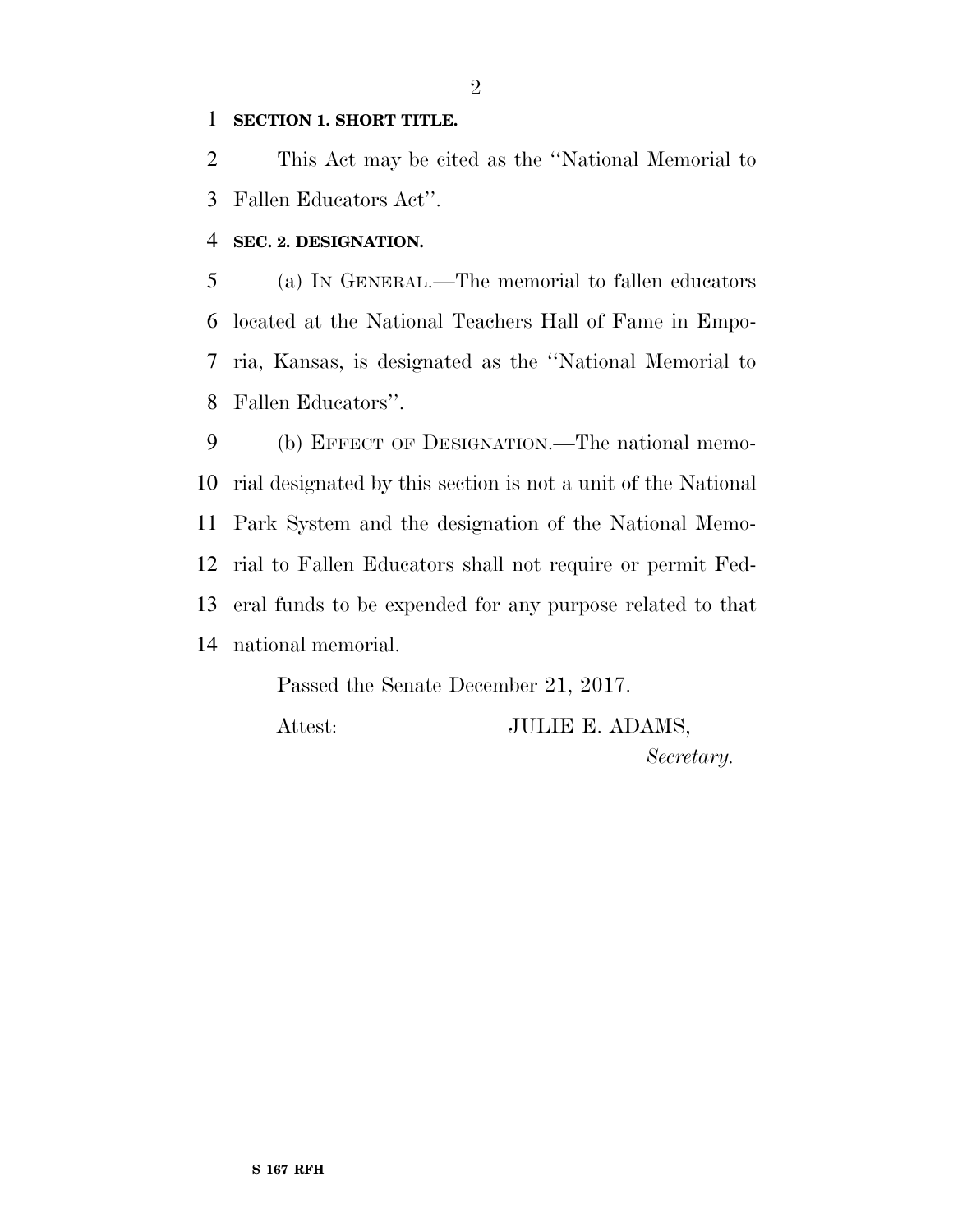**SECTION 1. SHORT TITLE.**

This Act may be cited as the ''National Memorial to Fallen Educators Act''.

**SEC. 2. DESIGNATION.**

(a) IN GENERAL.—The memorial to fallen educators located at the National Teachers Hall of Fame in Emporia, Kansas, is designated as the ''National Memorial to Fallen Educators''.

(b) EFFECT OF DESIGNATION.—The national memorial designated by this section is not a unit of the National Park System and the designation of the National Memorial to Fallen Educators shall not require or permit Federal funds to be expended for any purpose related to that national memorial.

Passed the Senate December 21, 2017.

Attest: JULIE E. ADAMS,

*Secretary.*

S 167 RFH